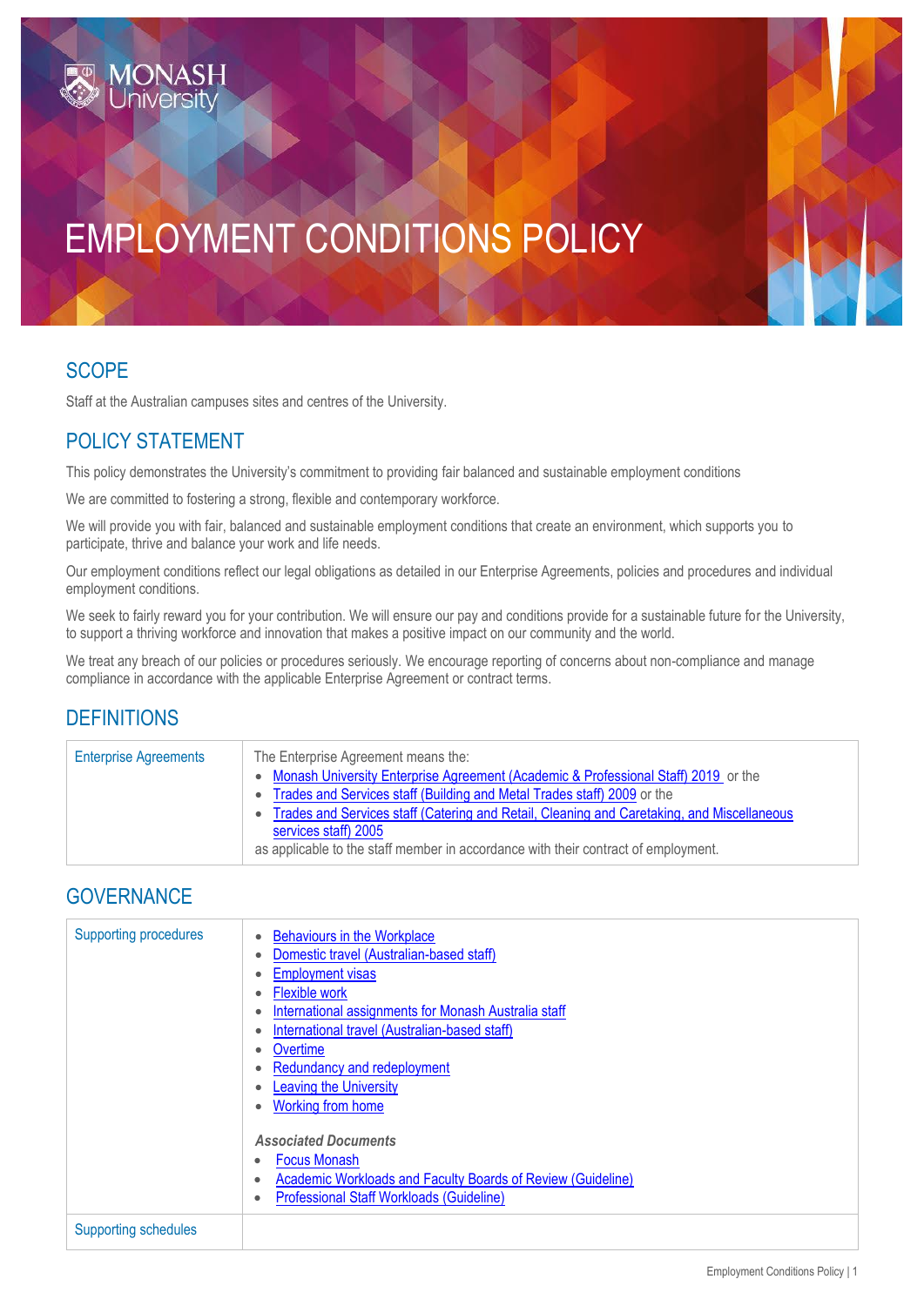# EMPLOYMENT CONDITIONS POLICY

## SCOPE

Staff at the Australian campuses sites and centres of the University.

## POLICY STATEMENT

This policy demonstrates the University's commitment to providing fair balanced and sustainable employment conditions

We are committed to fostering a strong, flexible and contemporary workforce.

We will provide you with fair, balanced and sustainable employment conditions that create an environment, which supports you to participate, thrive and balance your work and life needs.

Our employment conditions reflect our legal obligations as detailed in our Enterprise Agreements, policies and procedures and individual employment conditions.

We seek to fairly reward you for your contribution. We will ensure our pay and conditions provide for a sustainable future for the University, to support a thriving workforce and innovation that makes a positive impact on our community and the world.

We treat any breach of our policies or procedures seriously. We encourage reporting of concerns about non-compliance and manage compliance in accordance with the applicable Enterprise Agreement or contract terms.

## DEFINITIONS

| | |
|---|---|
| Enterprise Agreements | The Enterprise Agreement means the:<br>• Monash University Enterprise Agreement (Academic & Professional Staff) 2019 or the<br>• Trades and Services staff (Building and Metal Trades staff) 2009 or the<br>• Trades and Services staff (Catering and Retail, Cleaning and Caretaking, and Miscellaneous services staff) 2005<br>as applicable to the staff member in accordance with their contract of employment. |

## GOVERNANCE

| | |
|---|---|
| Supporting procedures | • Behaviours in the Workplace<br>• Domestic travel (Australian-based staff)<br>• Employment visas<br>• Flexible work<br>• International assignments for Monash Australia staff<br>• International travel (Australian-based staff)<br>• Overtime<br>• Redundancy and redeployment<br>• Leaving the University<br>• Working from home<br><br>***Associated Documents***<br>• Focus Monash<br>• Academic Workloads and Faculty Boards of Review (Guideline)<br>• Professional Staff Workloads (Guideline) |
| Supporting schedules | |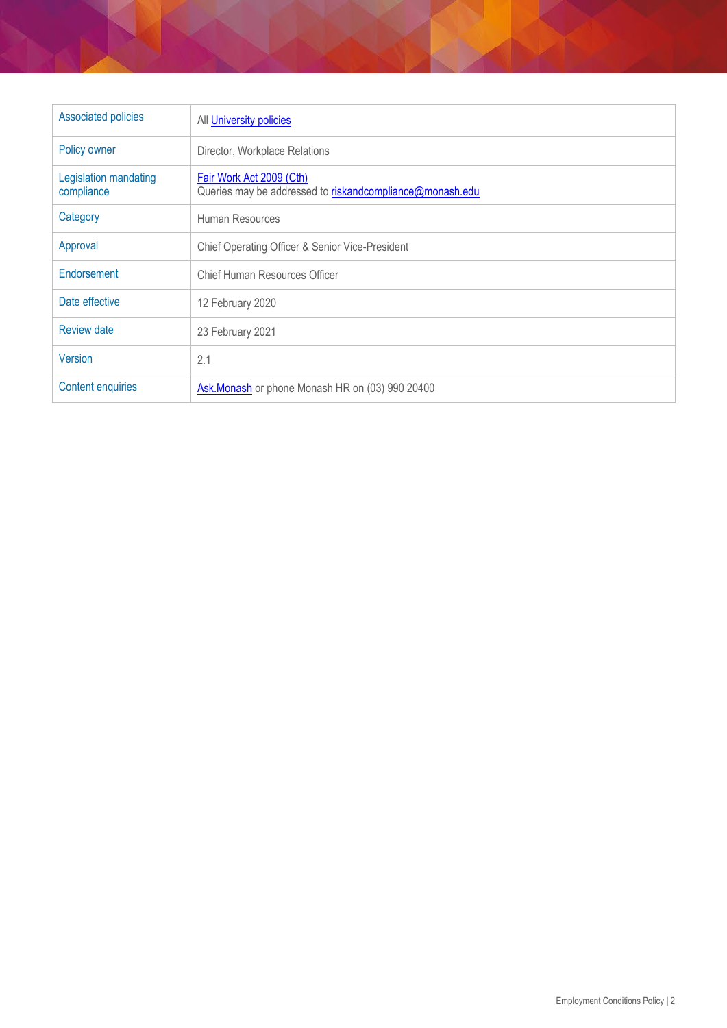| | |
|---|---|
| Associated policies | All University policies |
| Policy owner | Director, Workplace Relations |
| Legislation mandating compliance | Fair Work Act 2009 (Cth)<br>Queries may be addressed to riskandcompliance@monash.edu |
| Category | Human Resources |
| Approval | Chief Operating Officer & Senior Vice-President |
| Endorsement | Chief Human Resources Officer |
| Date effective | 12 February 2020 |
| Review date | 23 February 2021 |
| Version | 2.1 |
| Content enquiries | Ask.Monash or phone Monash HR on (03) 990 20400 |